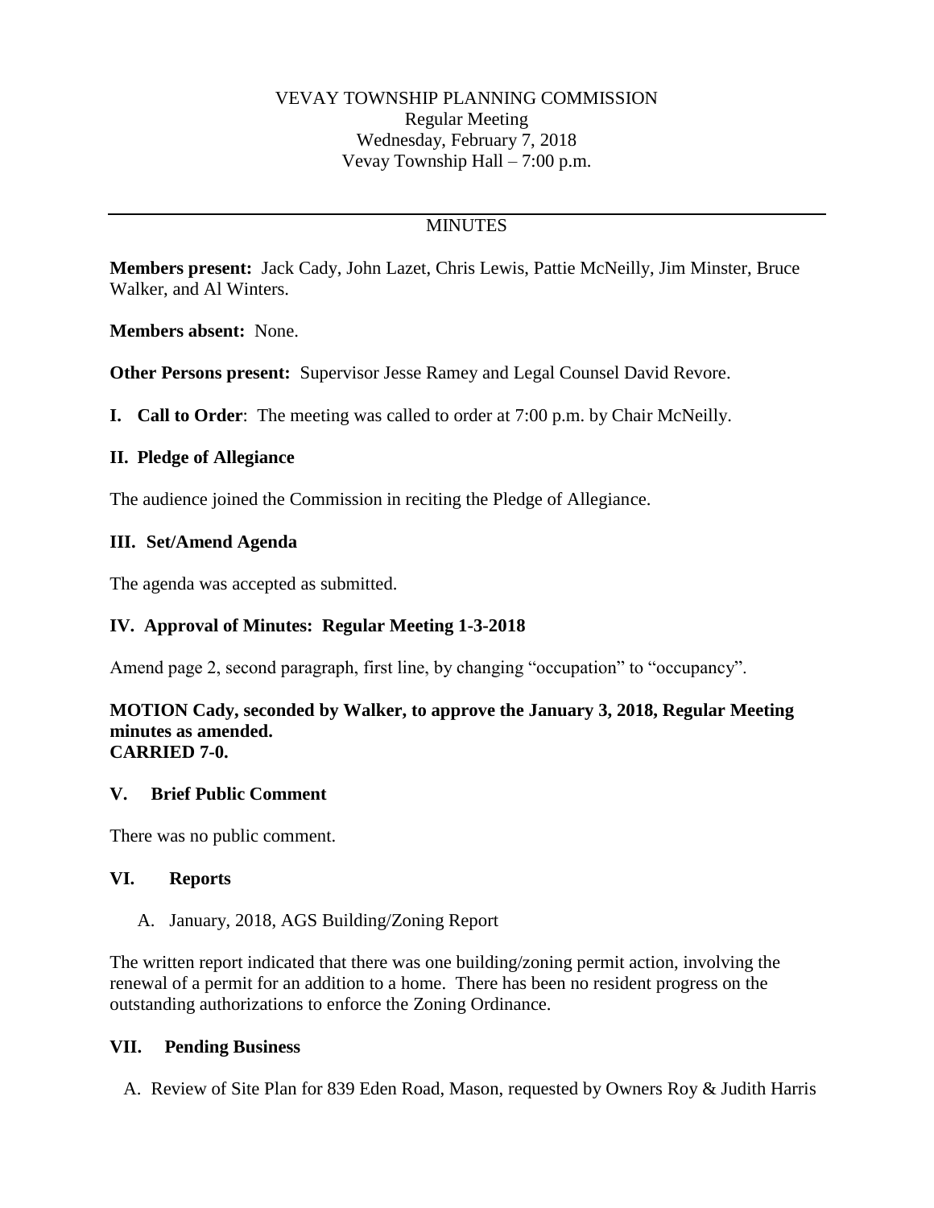VEVAY TOWNSHIP PLANNING COMMISSION
Regular Meeting
Wednesday, February 7, 2018
Vevay Township Hall – 7:00 p.m.

---

MINUTES

**Members present:** Jack Cady, John Lazet, Chris Lewis, Pattie McNeilly, Jim Minster, Bruce Walker, and Al Winters.

**Members absent:** None.

**Other Persons present:** Supervisor Jesse Ramey and Legal Counsel David Revore.

**I. Call to Order**: The meeting was called to order at 7:00 p.m. by Chair McNeilly.

**II. Pledge of Allegiance**

The audience joined the Commission in reciting the Pledge of Allegiance.

**III. Set/Amend Agenda**

The agenda was accepted as submitted.

**IV. Approval of Minutes: Regular Meeting 1-3-2018**

Amend page 2, second paragraph, first line, by changing "occupation" to "occupancy".

**MOTION Cady, seconded by Walker, to approve the January 3, 2018, Regular Meeting minutes as amended.**
**CARRIED 7-0.**

**V. Brief Public Comment**

There was no public comment.

**VI. Reports**

A. January, 2018, AGS Building/Zoning Report

The written report indicated that there was one building/zoning permit action, involving the renewal of a permit for an addition to a home. There has been no resident progress on the outstanding authorizations to enforce the Zoning Ordinance.

**VII. Pending Business**

A. Review of Site Plan for 839 Eden Road, Mason, requested by Owners Roy & Judith Harris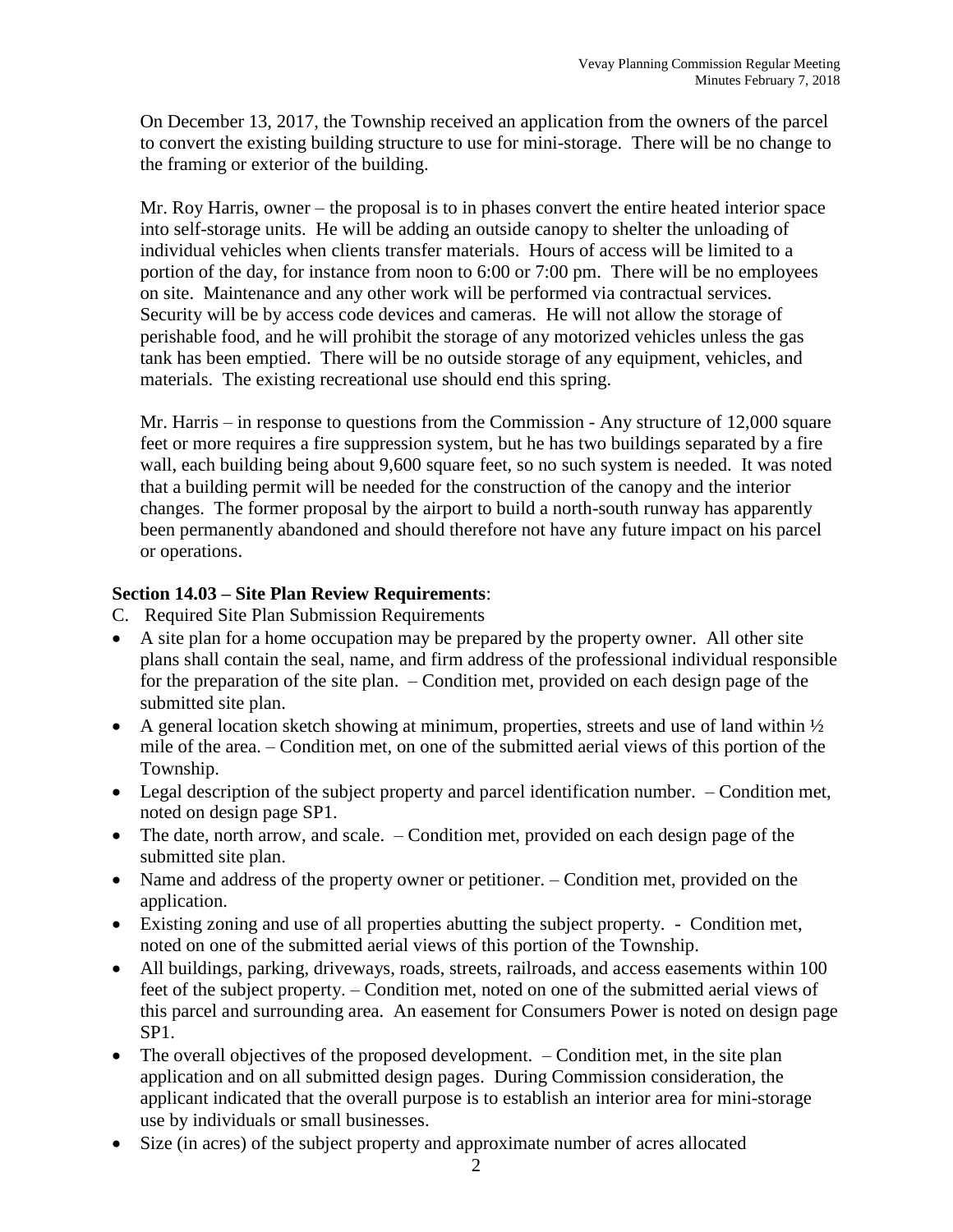On December 13, 2017, the Township received an application from the owners of the parcel to convert the existing building structure to use for mini-storage. There will be no change to the framing or exterior of the building.

Mr. Roy Harris, owner – the proposal is to in phases convert the entire heated interior space into self-storage units. He will be adding an outside canopy to shelter the unloading of individual vehicles when clients transfer materials. Hours of access will be limited to a portion of the day, for instance from noon to 6:00 or 7:00 pm. There will be no employees on site. Maintenance and any other work will be performed via contractual services. Security will be by access code devices and cameras. He will not allow the storage of perishable food, and he will prohibit the storage of any motorized vehicles unless the gas tank has been emptied. There will be no outside storage of any equipment, vehicles, and materials. The existing recreational use should end this spring.

Mr. Harris – in response to questions from the Commission - Any structure of 12,000 square feet or more requires a fire suppression system, but he has two buildings separated by a fire wall, each building being about 9,600 square feet, so no such system is needed. It was noted that a building permit will be needed for the construction of the canopy and the interior changes. The former proposal by the airport to build a north-south runway has apparently been permanently abandoned and should therefore not have any future impact on his parcel or operations.

**Section 14.03 – Site Plan Review Requirements**:

C. Required Site Plan Submission Requirements

- A site plan for a home occupation may be prepared by the property owner. All other site plans shall contain the seal, name, and firm address of the professional individual responsible for the preparation of the site plan. – Condition met, provided on each design page of the submitted site plan.
- A general location sketch showing at minimum, properties, streets and use of land within ½ mile of the area. – Condition met, on one of the submitted aerial views of this portion of the Township.
- Legal description of the subject property and parcel identification number. – Condition met, noted on design page SP1.
- The date, north arrow, and scale. – Condition met, provided on each design page of the submitted site plan.
- Name and address of the property owner or petitioner. – Condition met, provided on the application.
- Existing zoning and use of all properties abutting the subject property. - Condition met, noted on one of the submitted aerial views of this portion of the Township.
- All buildings, parking, driveways, roads, streets, railroads, and access easements within 100 feet of the subject property. – Condition met, noted on one of the submitted aerial views of this parcel and surrounding area. An easement for Consumers Power is noted on design page SP1.
- The overall objectives of the proposed development. – Condition met, in the site plan application and on all submitted design pages. During Commission consideration, the applicant indicated that the overall purpose is to establish an interior area for mini-storage use by individuals or small businesses.
- Size (in acres) of the subject property and approximate number of acres allocated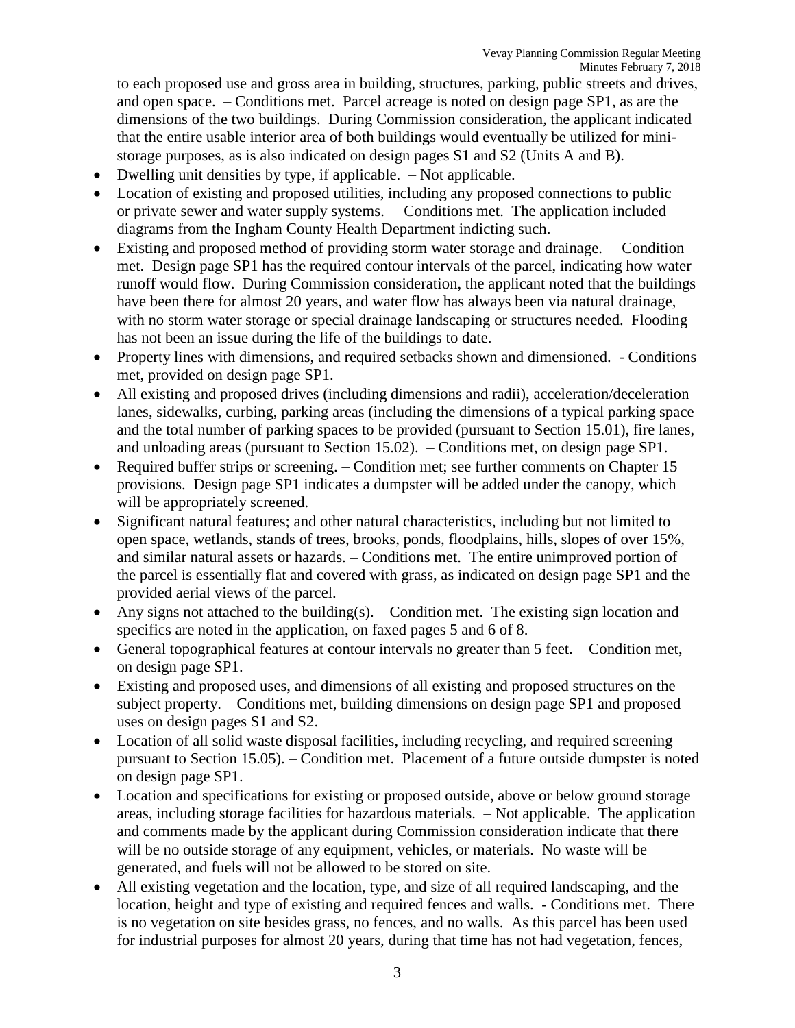to each proposed use and gross area in building, structures, parking, public streets and drives, and open space. – Conditions met. Parcel acreage is noted on design page SP1, as are the dimensions of the two buildings. During Commission consideration, the applicant indicated that the entire usable interior area of both buildings would eventually be utilized for mini-storage purposes, as is also indicated on design pages S1 and S2 (Units A and B).

- Dwelling unit densities by type, if applicable. – Not applicable.
- Location of existing and proposed utilities, including any proposed connections to public or private sewer and water supply systems. – Conditions met. The application included diagrams from the Ingham County Health Department indicting such.
- Existing and proposed method of providing storm water storage and drainage. – Condition met. Design page SP1 has the required contour intervals of the parcel, indicating how water runoff would flow. During Commission consideration, the applicant noted that the buildings have been there for almost 20 years, and water flow has always been via natural drainage, with no storm water storage or special drainage landscaping or structures needed. Flooding has not been an issue during the life of the buildings to date.
- Property lines with dimensions, and required setbacks shown and dimensioned. - Conditions met, provided on design page SP1.
- All existing and proposed drives (including dimensions and radii), acceleration/deceleration lanes, sidewalks, curbing, parking areas (including the dimensions of a typical parking space and the total number of parking spaces to be provided (pursuant to Section 15.01), fire lanes, and unloading areas (pursuant to Section 15.02). – Conditions met, on design page SP1.
- Required buffer strips or screening. – Condition met; see further comments on Chapter 15 provisions. Design page SP1 indicates a dumpster will be added under the canopy, which will be appropriately screened.
- Significant natural features; and other natural characteristics, including but not limited to open space, wetlands, stands of trees, brooks, ponds, floodplains, hills, slopes of over 15%, and similar natural assets or hazards. – Conditions met. The entire unimproved portion of the parcel is essentially flat and covered with grass, as indicated on design page SP1 and the provided aerial views of the parcel.
- Any signs not attached to the building(s). – Condition met. The existing sign location and specifics are noted in the application, on faxed pages 5 and 6 of 8.
- General topographical features at contour intervals no greater than 5 feet. – Condition met, on design page SP1.
- Existing and proposed uses, and dimensions of all existing and proposed structures on the subject property. – Conditions met, building dimensions on design page SP1 and proposed uses on design pages S1 and S2.
- Location of all solid waste disposal facilities, including recycling, and required screening pursuant to Section 15.05). – Condition met. Placement of a future outside dumpster is noted on design page SP1.
- Location and specifications for existing or proposed outside, above or below ground storage areas, including storage facilities for hazardous materials. – Not applicable. The application and comments made by the applicant during Commission consideration indicate that there will be no outside storage of any equipment, vehicles, or materials. No waste will be generated, and fuels will not be allowed to be stored on site.
- All existing vegetation and the location, type, and size of all required landscaping, and the location, height and type of existing and required fences and walls. - Conditions met. There is no vegetation on site besides grass, no fences, and no walls. As this parcel has been used for industrial purposes for almost 20 years, during that time has not had vegetation, fences,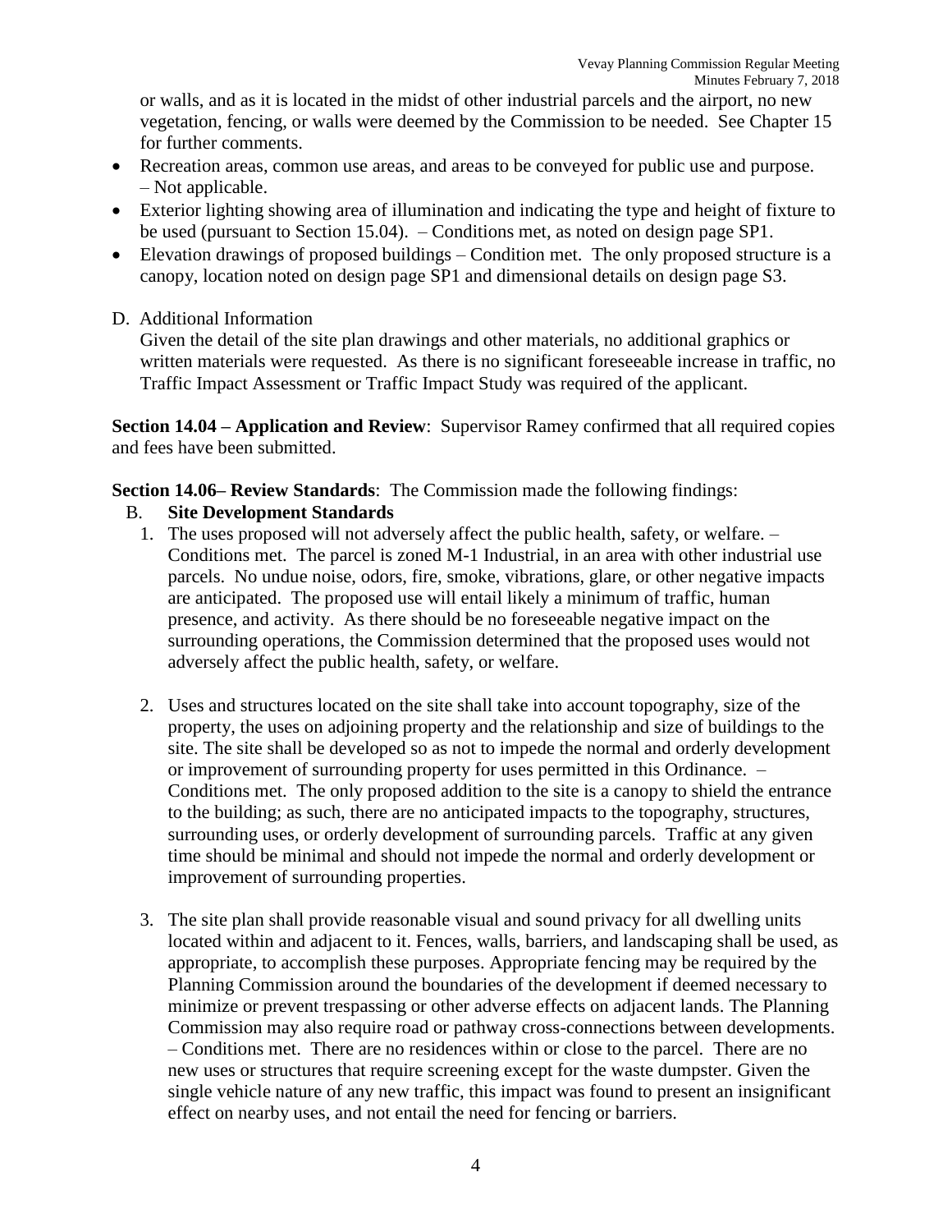or walls, and as it is located in the midst of other industrial parcels and the airport, no new vegetation, fencing, or walls were deemed by the Commission to be needed. See Chapter 15 for further comments.

- Recreation areas, common use areas, and areas to be conveyed for public use and purpose. – Not applicable.
- Exterior lighting showing area of illumination and indicating the type and height of fixture to be used (pursuant to Section 15.04). – Conditions met, as noted on design page SP1.
- Elevation drawings of proposed buildings – Condition met. The only proposed structure is a canopy, location noted on design page SP1 and dimensional details on design page S3.

D. Additional Information

Given the detail of the site plan drawings and other materials, no additional graphics or written materials were requested. As there is no significant foreseeable increase in traffic, no Traffic Impact Assessment or Traffic Impact Study was required of the applicant.

**Section 14.04 – Application and Review**: Supervisor Ramey confirmed that all required copies and fees have been submitted.

**Section 14.06– Review Standards**: The Commission made the following findings:

B. **Site Development Standards**

1. The uses proposed will not adversely affect the public health, safety, or welfare. – Conditions met. The parcel is zoned M-1 Industrial, in an area with other industrial use parcels. No undue noise, odors, fire, smoke, vibrations, glare, or other negative impacts are anticipated. The proposed use will entail likely a minimum of traffic, human presence, and activity. As there should be no foreseeable negative impact on the surrounding operations, the Commission determined that the proposed uses would not adversely affect the public health, safety, or welfare.

2. Uses and structures located on the site shall take into account topography, size of the property, the uses on adjoining property and the relationship and size of buildings to the site. The site shall be developed so as not to impede the normal and orderly development or improvement of surrounding property for uses permitted in this Ordinance. – Conditions met. The only proposed addition to the site is a canopy to shield the entrance to the building; as such, there are no anticipated impacts to the topography, structures, surrounding uses, or orderly development of surrounding parcels. Traffic at any given time should be minimal and should not impede the normal and orderly development or improvement of surrounding properties.

3. The site plan shall provide reasonable visual and sound privacy for all dwelling units located within and adjacent to it. Fences, walls, barriers, and landscaping shall be used, as appropriate, to accomplish these purposes. Appropriate fencing may be required by the Planning Commission around the boundaries of the development if deemed necessary to minimize or prevent trespassing or other adverse effects on adjacent lands. The Planning Commission may also require road or pathway cross-connections between developments. – Conditions met. There are no residences within or close to the parcel. There are no new uses or structures that require screening except for the waste dumpster. Given the single vehicle nature of any new traffic, this impact was found to present an insignificant effect on nearby uses, and not entail the need for fencing or barriers.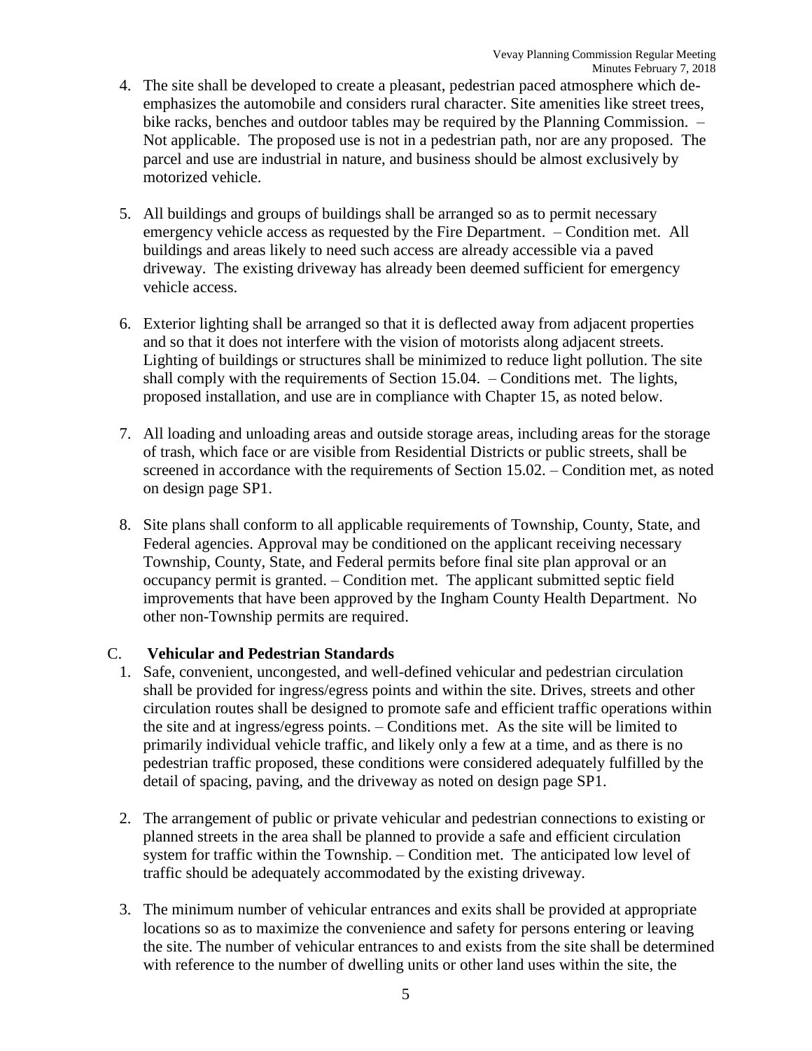4. The site shall be developed to create a pleasant, pedestrian paced atmosphere which de-emphasizes the automobile and considers rural character. Site amenities like street trees, bike racks, benches and outdoor tables may be required by the Planning Commission. – Not applicable. The proposed use is not in a pedestrian path, nor are any proposed. The parcel and use are industrial in nature, and business should be almost exclusively by motorized vehicle.

5. All buildings and groups of buildings shall be arranged so as to permit necessary emergency vehicle access as requested by the Fire Department. – Condition met. All buildings and areas likely to need such access are already accessible via a paved driveway. The existing driveway has already been deemed sufficient for emergency vehicle access.

6. Exterior lighting shall be arranged so that it is deflected away from adjacent properties and so that it does not interfere with the vision of motorists along adjacent streets. Lighting of buildings or structures shall be minimized to reduce light pollution. The site shall comply with the requirements of Section 15.04. – Conditions met. The lights, proposed installation, and use are in compliance with Chapter 15, as noted below.

7. All loading and unloading areas and outside storage areas, including areas for the storage of trash, which face or are visible from Residential Districts or public streets, shall be screened in accordance with the requirements of Section 15.02. – Condition met, as noted on design page SP1.

8. Site plans shall conform to all applicable requirements of Township, County, State, and Federal agencies. Approval may be conditioned on the applicant receiving necessary Township, County, State, and Federal permits before final site plan approval or an occupancy permit is granted. – Condition met. The applicant submitted septic field improvements that have been approved by the Ingham County Health Department. No other non-Township permits are required.

C. **Vehicular and Pedestrian Standards**

1. Safe, convenient, uncongested, and well-defined vehicular and pedestrian circulation shall be provided for ingress/egress points and within the site. Drives, streets and other circulation routes shall be designed to promote safe and efficient traffic operations within the site and at ingress/egress points. – Conditions met. As the site will be limited to primarily individual vehicle traffic, and likely only a few at a time, and as there is no pedestrian traffic proposed, these conditions were considered adequately fulfilled by the detail of spacing, paving, and the driveway as noted on design page SP1.

2. The arrangement of public or private vehicular and pedestrian connections to existing or planned streets in the area shall be planned to provide a safe and efficient circulation system for traffic within the Township. – Condition met. The anticipated low level of traffic should be adequately accommodated by the existing driveway.

3. The minimum number of vehicular entrances and exits shall be provided at appropriate locations so as to maximize the convenience and safety for persons entering or leaving the site. The number of vehicular entrances to and exists from the site shall be determined with reference to the number of dwelling units or other land uses within the site, the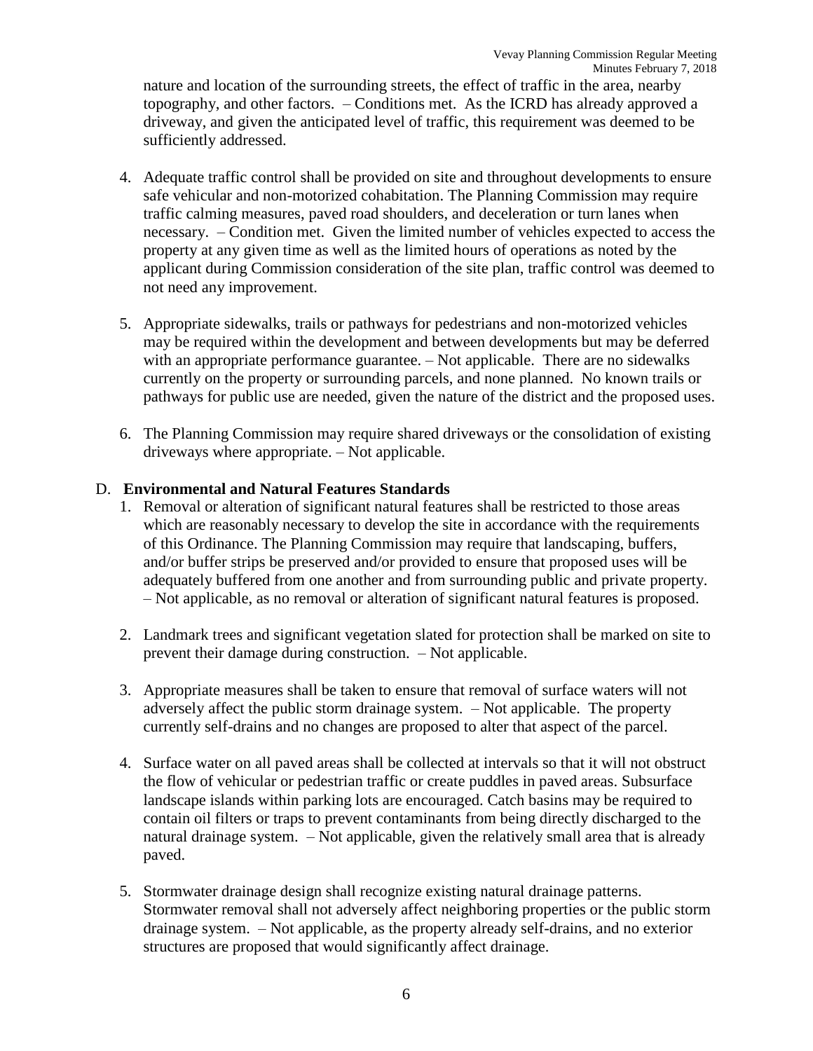nature and location of the surrounding streets, the effect of traffic in the area, nearby topography, and other factors. – Conditions met. As the ICRD has already approved a driveway, and given the anticipated level of traffic, this requirement was deemed to be sufficiently addressed.

4. Adequate traffic control shall be provided on site and throughout developments to ensure safe vehicular and non-motorized cohabitation. The Planning Commission may require traffic calming measures, paved road shoulders, and deceleration or turn lanes when necessary. – Condition met. Given the limited number of vehicles expected to access the property at any given time as well as the limited hours of operations as noted by the applicant during Commission consideration of the site plan, traffic control was deemed to not need any improvement.

5. Appropriate sidewalks, trails or pathways for pedestrians and non-motorized vehicles may be required within the development and between developments but may be deferred with an appropriate performance guarantee. – Not applicable. There are no sidewalks currently on the property or surrounding parcels, and none planned. No known trails or pathways for public use are needed, given the nature of the district and the proposed uses.

6. The Planning Commission may require shared driveways or the consolidation of existing driveways where appropriate. – Not applicable.

D. **Environmental and Natural Features Standards**

1. Removal or alteration of significant natural features shall be restricted to those areas which are reasonably necessary to develop the site in accordance with the requirements of this Ordinance. The Planning Commission may require that landscaping, buffers, and/or buffer strips be preserved and/or provided to ensure that proposed uses will be adequately buffered from one another and from surrounding public and private property. – Not applicable, as no removal or alteration of significant natural features is proposed.

2. Landmark trees and significant vegetation slated for protection shall be marked on site to prevent their damage during construction. – Not applicable.

3. Appropriate measures shall be taken to ensure that removal of surface waters will not adversely affect the public storm drainage system. – Not applicable. The property currently self-drains and no changes are proposed to alter that aspect of the parcel.

4. Surface water on all paved areas shall be collected at intervals so that it will not obstruct the flow of vehicular or pedestrian traffic or create puddles in paved areas. Subsurface landscape islands within parking lots are encouraged. Catch basins may be required to contain oil filters or traps to prevent contaminants from being directly discharged to the natural drainage system. – Not applicable, given the relatively small area that is already paved.

5. Stormwater drainage design shall recognize existing natural drainage patterns. Stormwater removal shall not adversely affect neighboring properties or the public storm drainage system. – Not applicable, as the property already self-drains, and no exterior structures are proposed that would significantly affect drainage.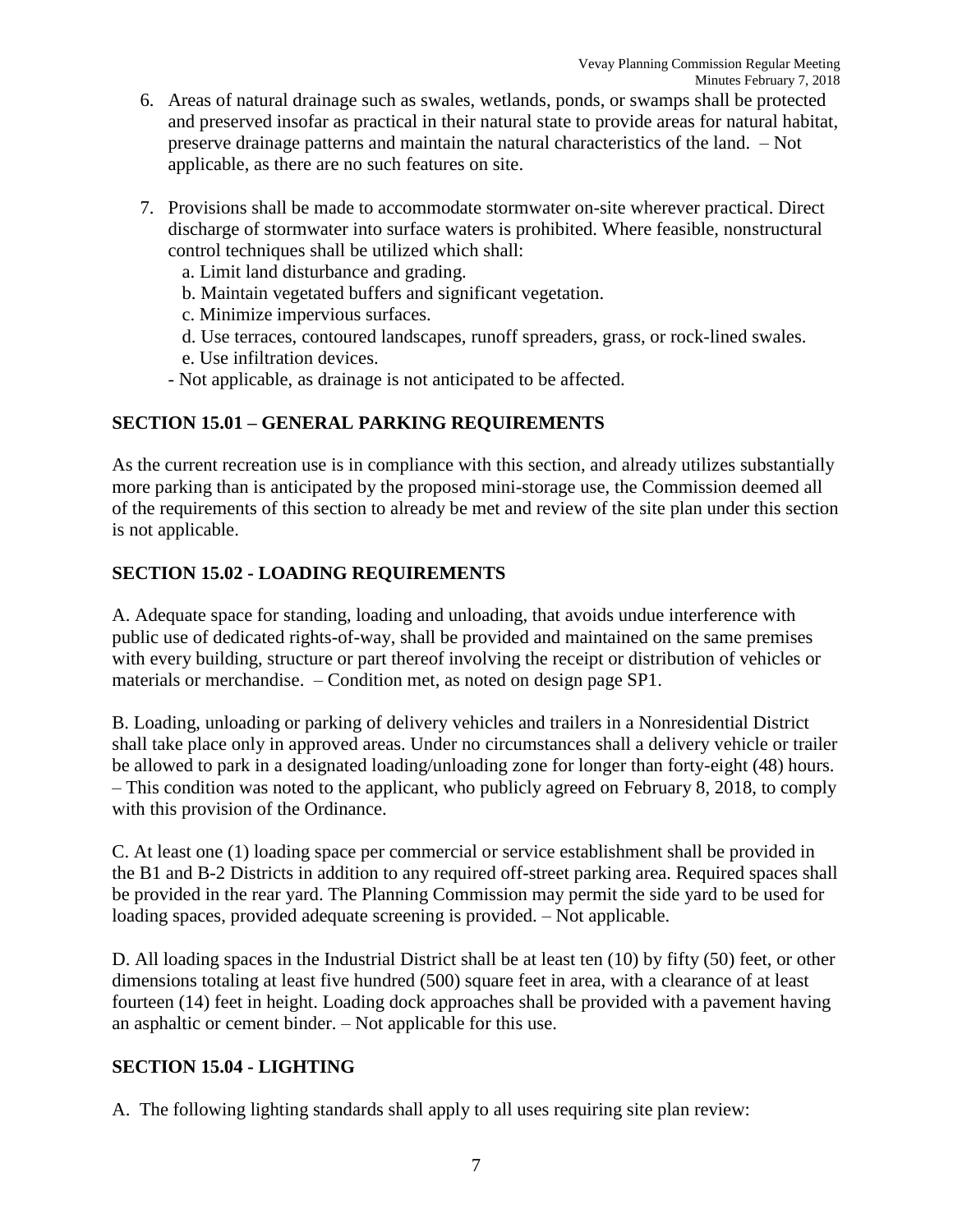6. Areas of natural drainage such as swales, wetlands, ponds, or swamps shall be protected and preserved insofar as practical in their natural state to provide areas for natural habitat, preserve drainage patterns and maintain the natural characteristics of the land. – Not applicable, as there are no such features on site.

7. Provisions shall be made to accommodate stormwater on-site wherever practical. Direct discharge of stormwater into surface waters is prohibited. Where feasible, nonstructural control techniques shall be utilized which shall:
   a. Limit land disturbance and grading.
   b. Maintain vegetated buffers and significant vegetation.
   c. Minimize impervious surfaces.
   d. Use terraces, contoured landscapes, runoff spreaders, grass, or rock-lined swales.
   e. Use infiltration devices.

   - Not applicable, as drainage is not anticipated to be affected.

## SECTION 15.01 – GENERAL PARKING REQUIREMENTS

As the current recreation use is in compliance with this section, and already utilizes substantially more parking than is anticipated by the proposed mini-storage use, the Commission deemed all of the requirements of this section to already be met and review of the site plan under this section is not applicable.

## SECTION 15.02 - LOADING REQUIREMENTS

A. Adequate space for standing, loading and unloading, that avoids undue interference with public use of dedicated rights-of-way, shall be provided and maintained on the same premises with every building, structure or part thereof involving the receipt or distribution of vehicles or materials or merchandise. – Condition met, as noted on design page SP1.

B. Loading, unloading or parking of delivery vehicles and trailers in a Nonresidential District shall take place only in approved areas. Under no circumstances shall a delivery vehicle or trailer be allowed to park in a designated loading/unloading zone for longer than forty-eight (48) hours. – This condition was noted to the applicant, who publicly agreed on February 8, 2018, to comply with this provision of the Ordinance.

C. At least one (1) loading space per commercial or service establishment shall be provided in the B1 and B-2 Districts in addition to any required off-street parking area. Required spaces shall be provided in the rear yard. The Planning Commission may permit the side yard to be used for loading spaces, provided adequate screening is provided. – Not applicable.

D. All loading spaces in the Industrial District shall be at least ten (10) by fifty (50) feet, or other dimensions totaling at least five hundred (500) square feet in area, with a clearance of at least fourteen (14) feet in height. Loading dock approaches shall be provided with a pavement having an asphaltic or cement binder. – Not applicable for this use.

## SECTION 15.04 - LIGHTING

A. The following lighting standards shall apply to all uses requiring site plan review: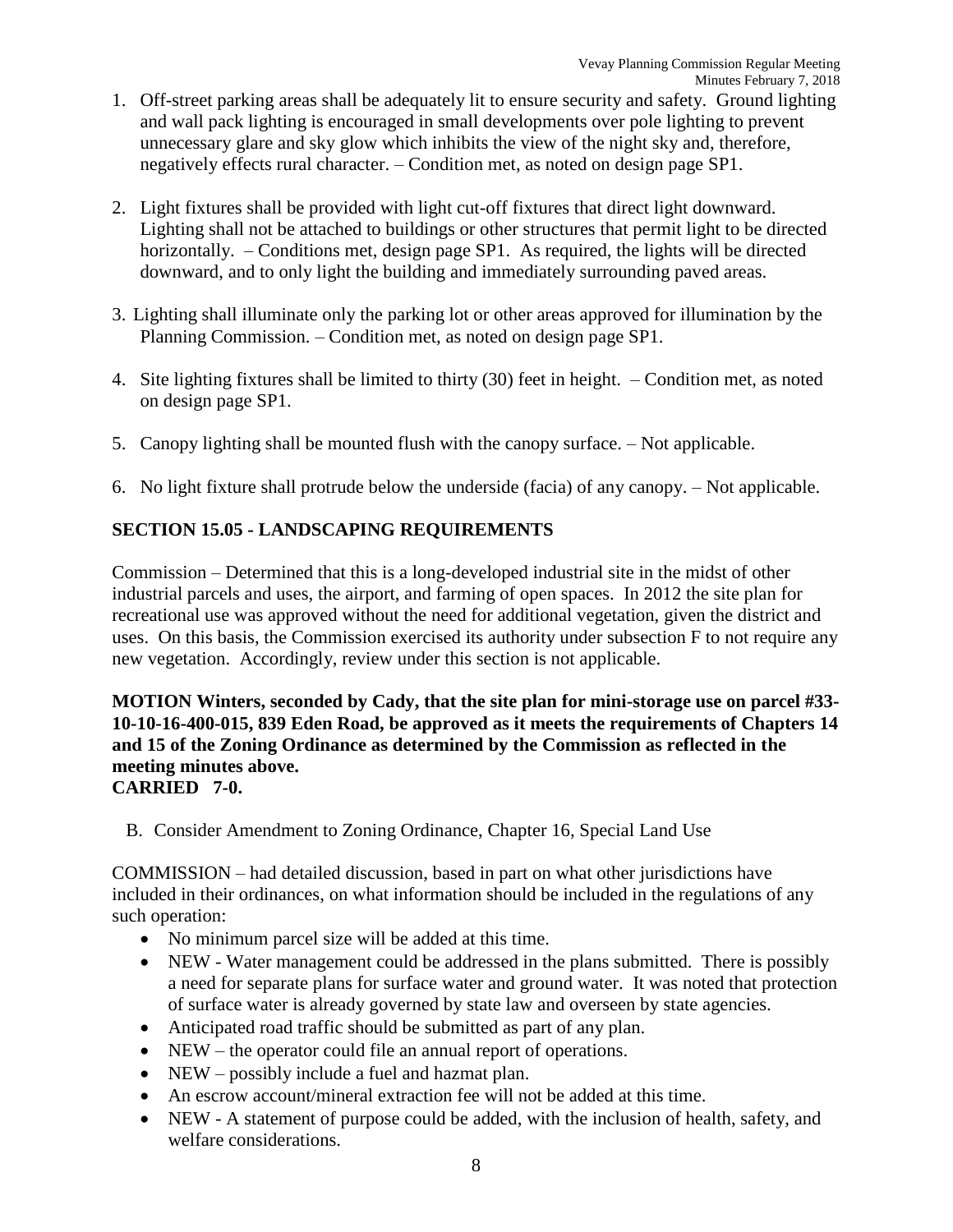1. Off-street parking areas shall be adequately lit to ensure security and safety. Ground lighting and wall pack lighting is encouraged in small developments over pole lighting to prevent unnecessary glare and sky glow which inhibits the view of the night sky and, therefore, negatively effects rural character. – Condition met, as noted on design page SP1.

2. Light fixtures shall be provided with light cut-off fixtures that direct light downward. Lighting shall not be attached to buildings or other structures that permit light to be directed horizontally. – Conditions met, design page SP1. As required, the lights will be directed downward, and to only light the building and immediately surrounding paved areas.

3. Lighting shall illuminate only the parking lot or other areas approved for illumination by the Planning Commission. – Condition met, as noted on design page SP1.

4. Site lighting fixtures shall be limited to thirty (30) feet in height. – Condition met, as noted on design page SP1.

5. Canopy lighting shall be mounted flush with the canopy surface. – Not applicable.

6. No light fixture shall protrude below the underside (facia) of any canopy. – Not applicable.

**SECTION 15.05 - LANDSCAPING REQUIREMENTS**

Commission – Determined that this is a long-developed industrial site in the midst of other industrial parcels and uses, the airport, and farming of open spaces. In 2012 the site plan for recreational use was approved without the need for additional vegetation, given the district and uses. On this basis, the Commission exercised its authority under subsection F to not require any new vegetation. Accordingly, review under this section is not applicable.

**MOTION Winters, seconded by Cady, that the site plan for mini-storage use on parcel #33-10-10-16-400-015, 839 Eden Road, be approved as it meets the requirements of Chapters 14 and 15 of the Zoning Ordinance as determined by the Commission as reflected in the meeting minutes above.**
**CARRIED 7-0.**

B. Consider Amendment to Zoning Ordinance, Chapter 16, Special Land Use

COMMISSION – had detailed discussion, based in part on what other jurisdictions have included in their ordinances, on what information should be included in the regulations of any such operation:

- No minimum parcel size will be added at this time.
- NEW - Water management could be addressed in the plans submitted. There is possibly a need for separate plans for surface water and ground water. It was noted that protection of surface water is already governed by state law and overseen by state agencies.
- Anticipated road traffic should be submitted as part of any plan.
- NEW – the operator could file an annual report of operations.
- NEW – possibly include a fuel and hazmat plan.
- An escrow account/mineral extraction fee will not be added at this time.
- NEW - A statement of purpose could be added, with the inclusion of health, safety, and welfare considerations.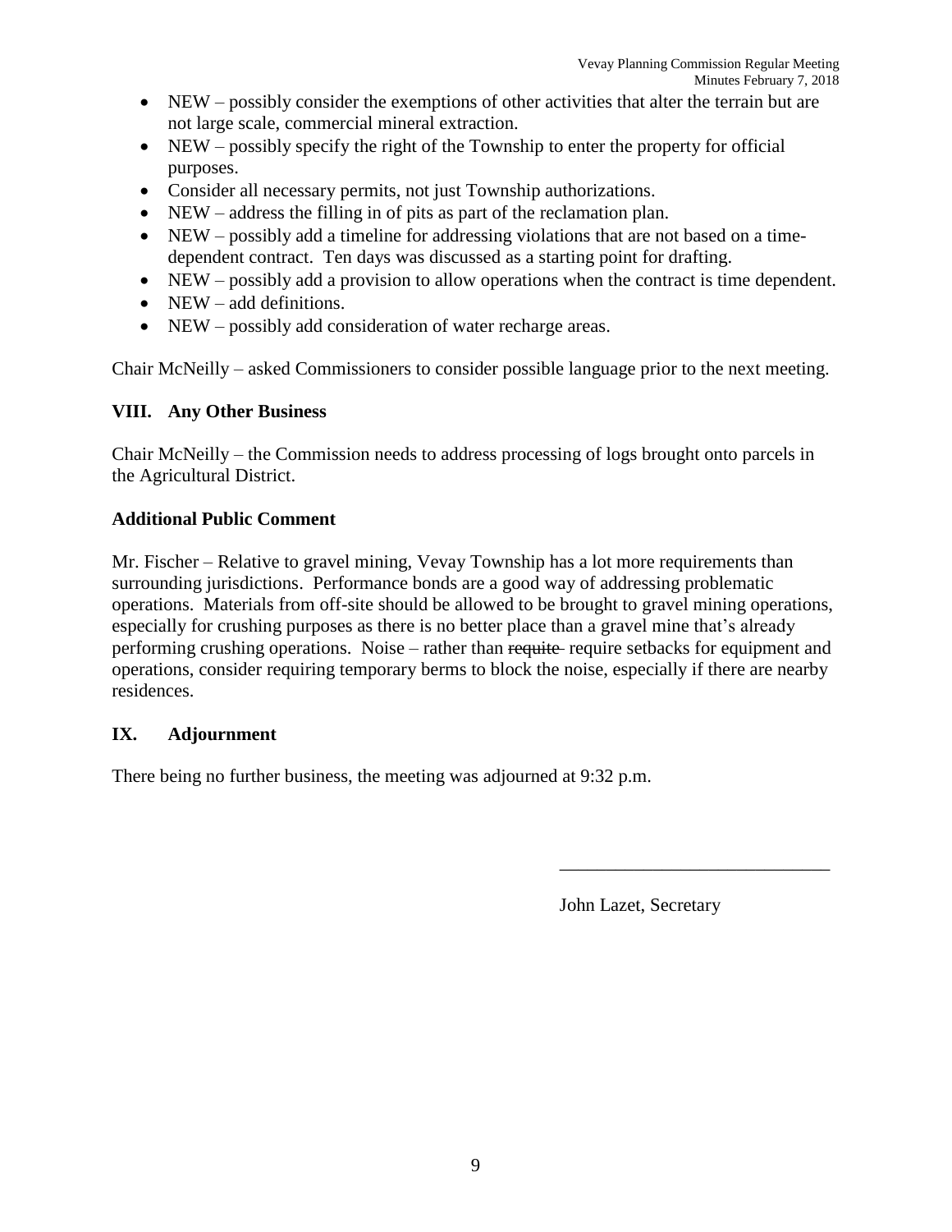- NEW – possibly consider the exemptions of other activities that alter the terrain but are not large scale, commercial mineral extraction.
- NEW – possibly specify the right of the Township to enter the property for official purposes.
- Consider all necessary permits, not just Township authorizations.
- NEW – address the filling in of pits as part of the reclamation plan.
- NEW – possibly add a timeline for addressing violations that are not based on a time-dependent contract. Ten days was discussed as a starting point for drafting.
- NEW – possibly add a provision to allow operations when the contract is time dependent.
- NEW – add definitions.
- NEW – possibly add consideration of water recharge areas.

Chair McNeilly – asked Commissioners to consider possible language prior to the next meeting.

## VIII. Any Other Business

Chair McNeilly – the Commission needs to address processing of logs brought onto parcels in the Agricultural District.

## Additional Public Comment

Mr. Fischer – Relative to gravel mining, Vevay Township has a lot more requirements than surrounding jurisdictions. Performance bonds are a good way of addressing problematic operations. Materials from off-site should be allowed to be brought to gravel mining operations, especially for crushing purposes as there is no better place than a gravel mine that's already performing crushing operations. Noise – rather than ~~requite~~ require setbacks for equipment and operations, consider requiring temporary berms to block the noise, especially if there are nearby residences.

## IX. Adjournment

There being no further business, the meeting was adjourned at 9:32 p.m.

\_\_\_\_\_\_\_\_\_\_\_\_\_\_\_\_\_\_\_\_\_\_\_\_\_\_\_\_\_\_

John Lazet, Secretary